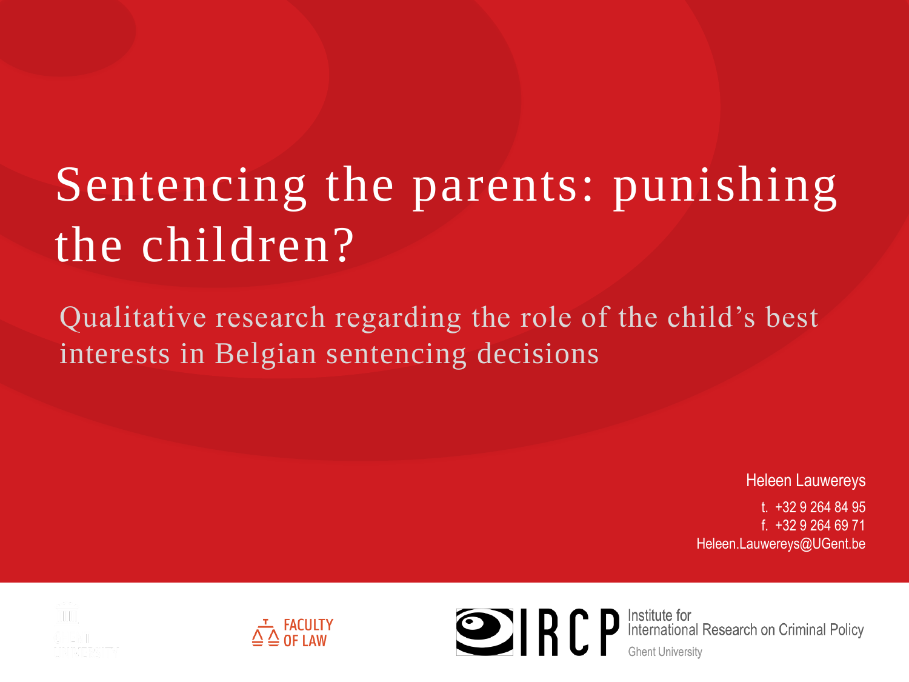# Sentencing the parents: punishing the children?

## Qualitative research regarding the role of the child's best interests in Belgian sentencing decisions

Heleen Lauwereys

t. +32 9 264 84 95

f. +32 9 264 69 71

Heleen.Lauwereys@UGent.be

FACULTY OF LAW

IRCP Institute for International Research on Criminal Policy

Ghent University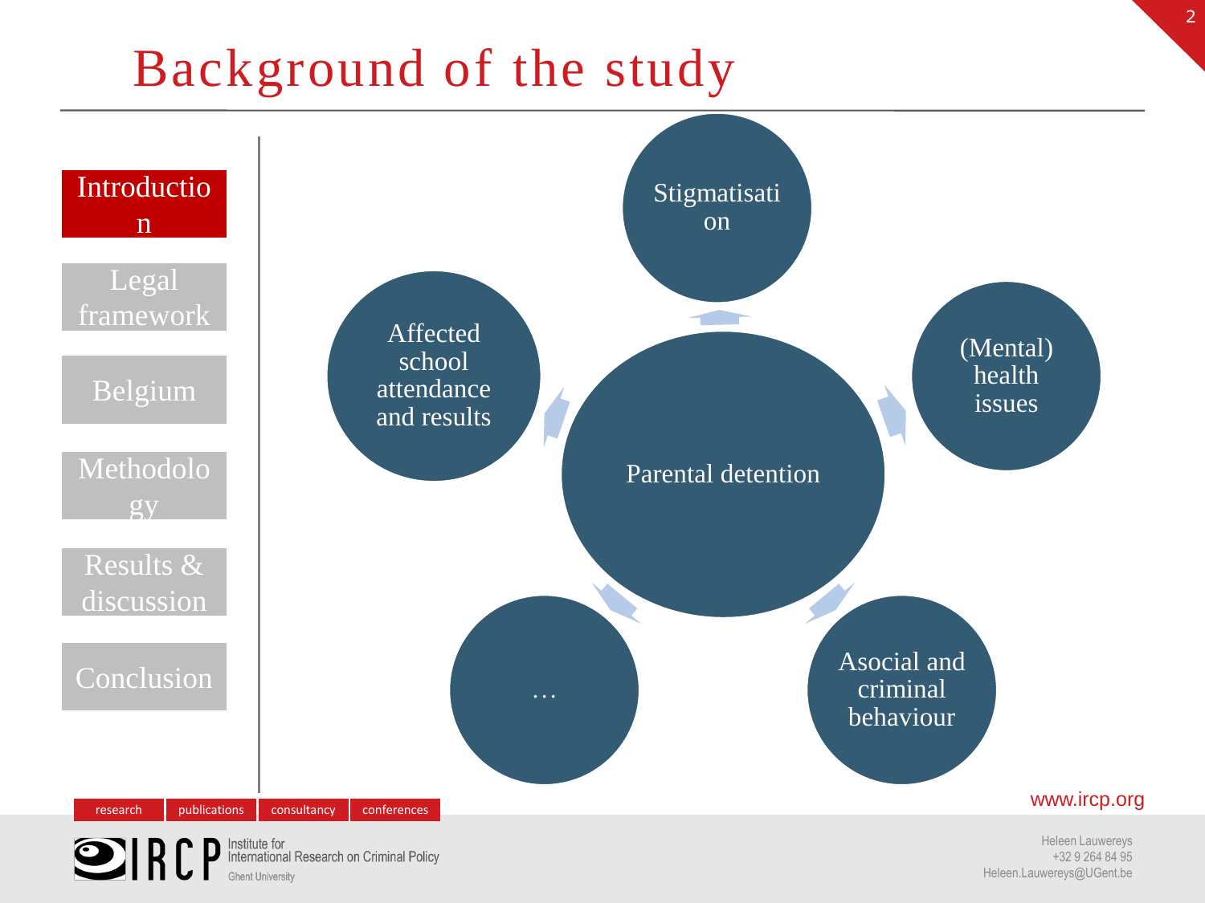# Background of the study

- Introduction
- Legal framework
- Belgium
- Methodology
- Results & discussion
- Conclusion

Parental detention

- Stigmatisation
- (Mental) health issues
- Asocial and criminal behaviour
- …
- Affected school attendance and results

research | publications | consultancy | conferences

www.ircp.org

IRCP Institute for International Research on Criminal Policy
Ghent University

Heleen Lauwereys
+32 9 264 84 95
Heleen.Lauwereys@UGent.be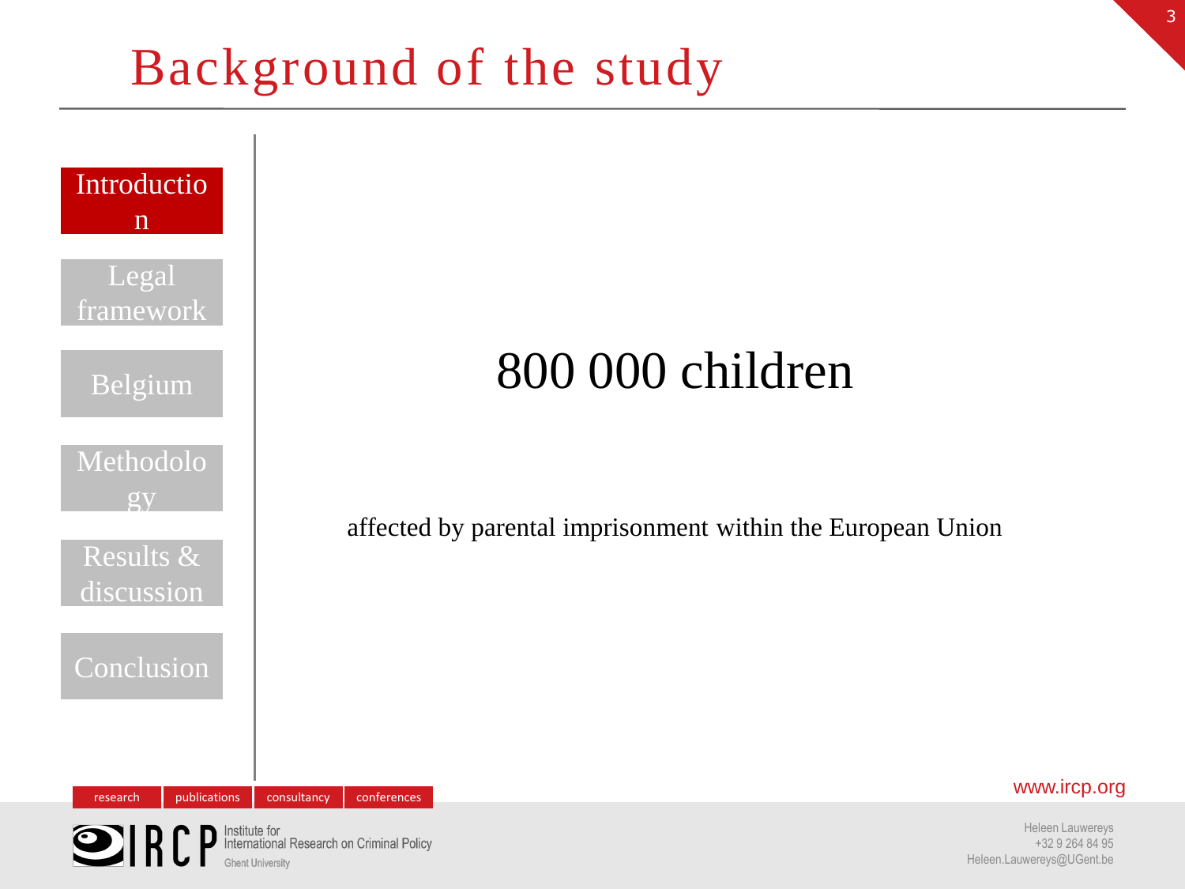# Background of the study

- Introduction
- Legal framework
- Belgium
- Methodology
- Results & discussion
- Conclusion

## 800 000 children

affected by parental imprisonment within the European Union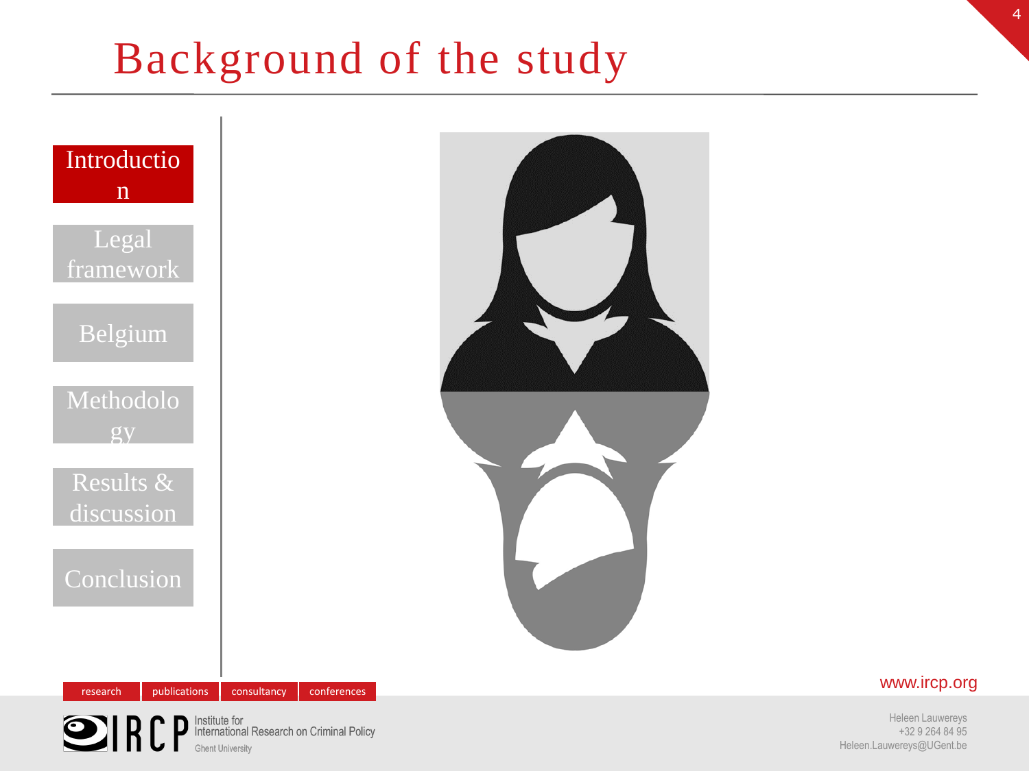# Background of the study

- Introduction
- Legal framework
- Belgium
- Methodology
- Results & discussion
- Conclusion

research | publications | consultancy | conferences

IRCP Institute for International Research on Criminal Policy
Ghent University

www.ircp.org

Heleen Lauwereys
+32 9 264 84 95
Heleen.Lauwereys@UGent.be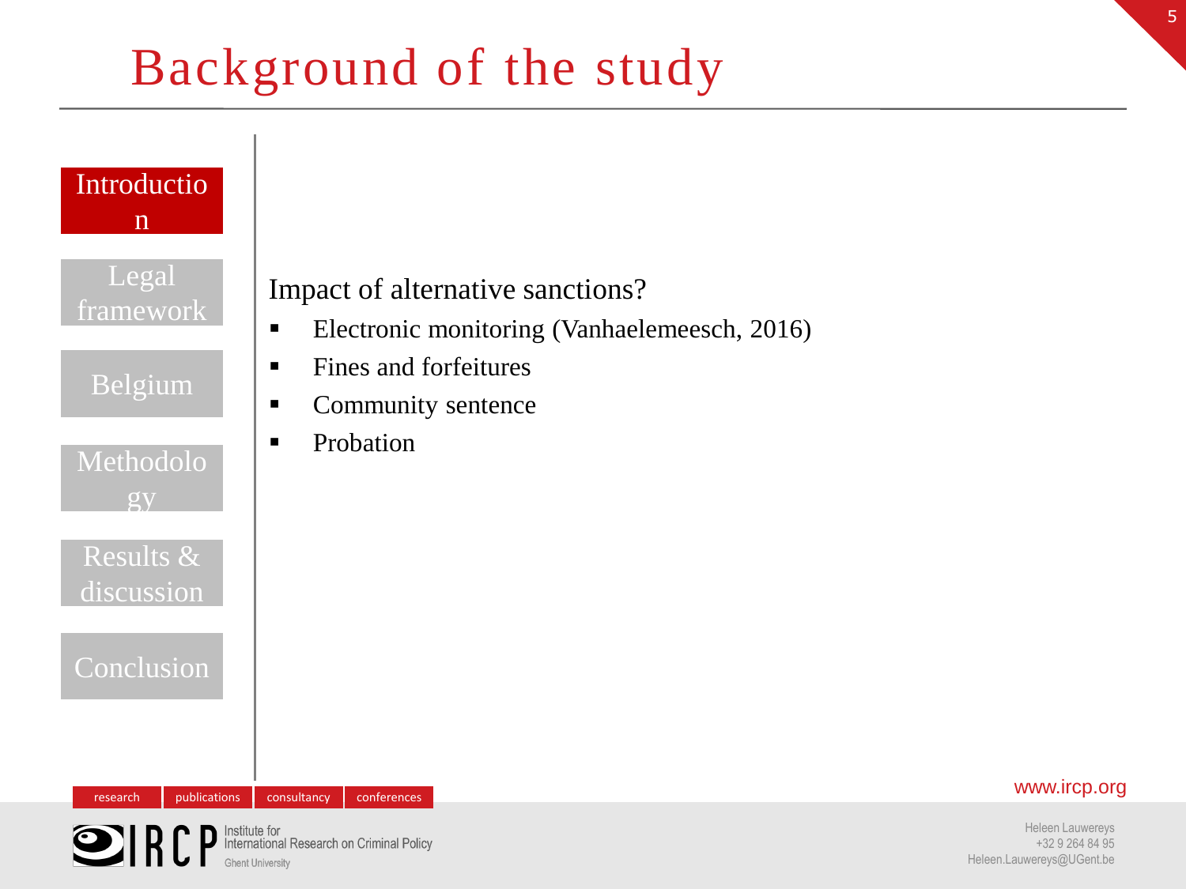# Background of the study

- Introduction
- Legal framework
- Belgium
- Methodology
- Results & discussion
- Conclusion

Impact of alternative sanctions?

- Electronic monitoring (Vanhaelemeesch, 2016)
- Fines and forfeitures
- Community sentence
- Probation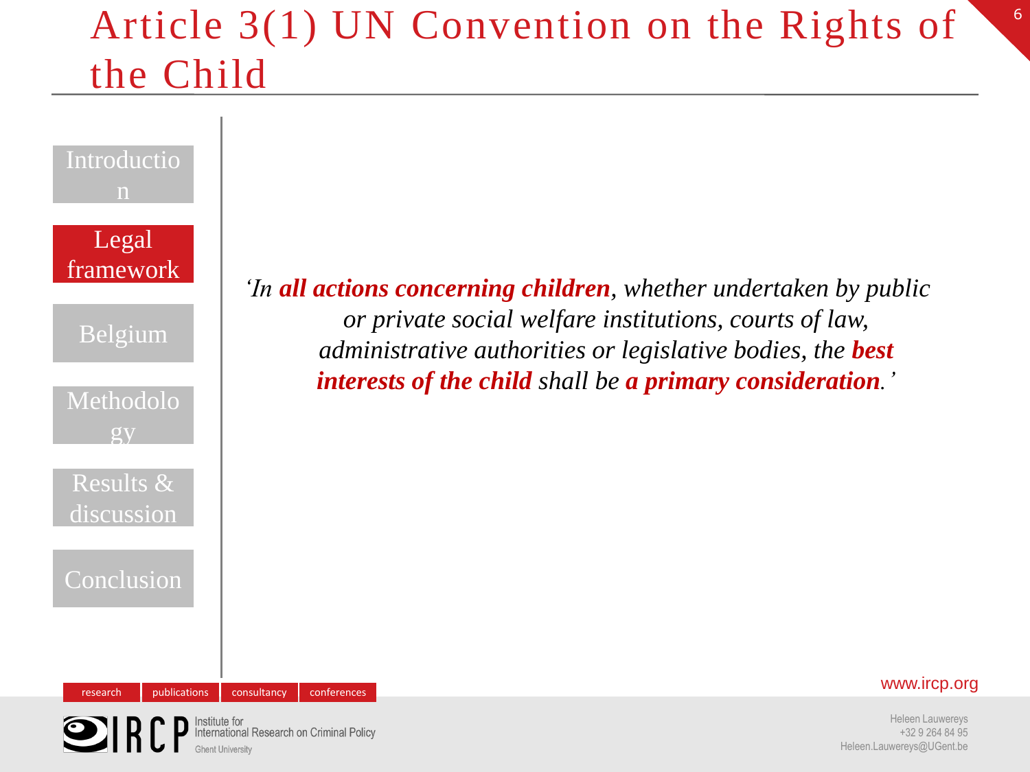# Article 3(1) UN Convention on the Rights of the Child

- Introduction
- **Legal framework**
- Belgium
- Methodology
- Results & discussion
- Conclusion

*‘In **all actions concerning children**, whether undertaken by public or private social welfare institutions, courts of law, administrative authorities or legislative bodies, the **best interests of the child** shall be **a primary consideration**.’*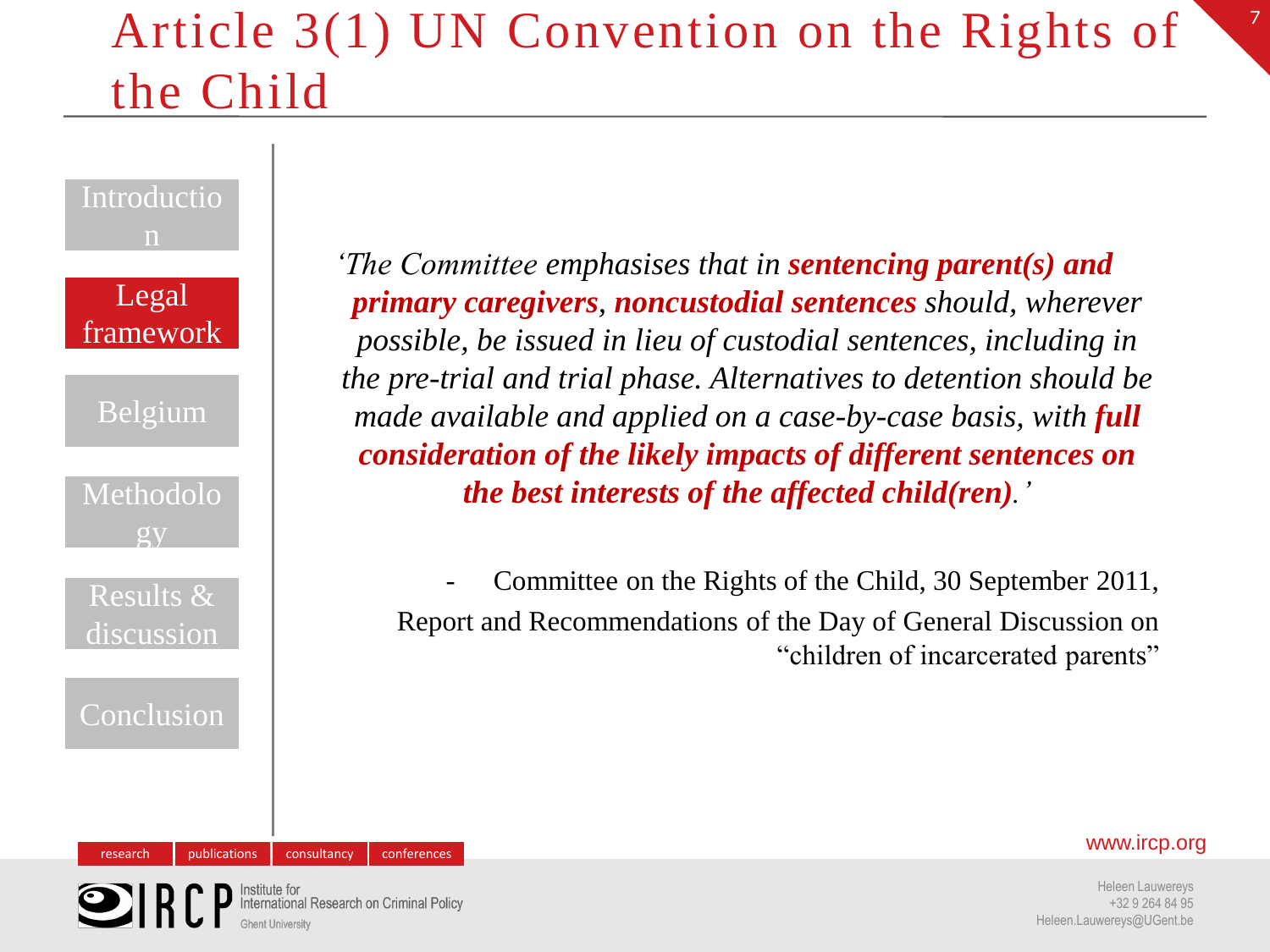# Article 3(1) UN Convention on the Rights of the Child

*'The Committee emphasises that in* ***sentencing parent(s) and primary caregivers****,* ***noncustodial sentences*** *should, wherever possible, be issued in lieu of custodial sentences, including in the pre-trial and trial phase. Alternatives to detention should be made available and applied on a case-by-case basis, with* ***full consideration of the likely impacts of different sentences on the best interests of the affected child(ren)****.'*

- Committee on the Rights of the Child, 30 September 2011, Report and Recommendations of the Day of General Discussion on "children of incarcerated parents"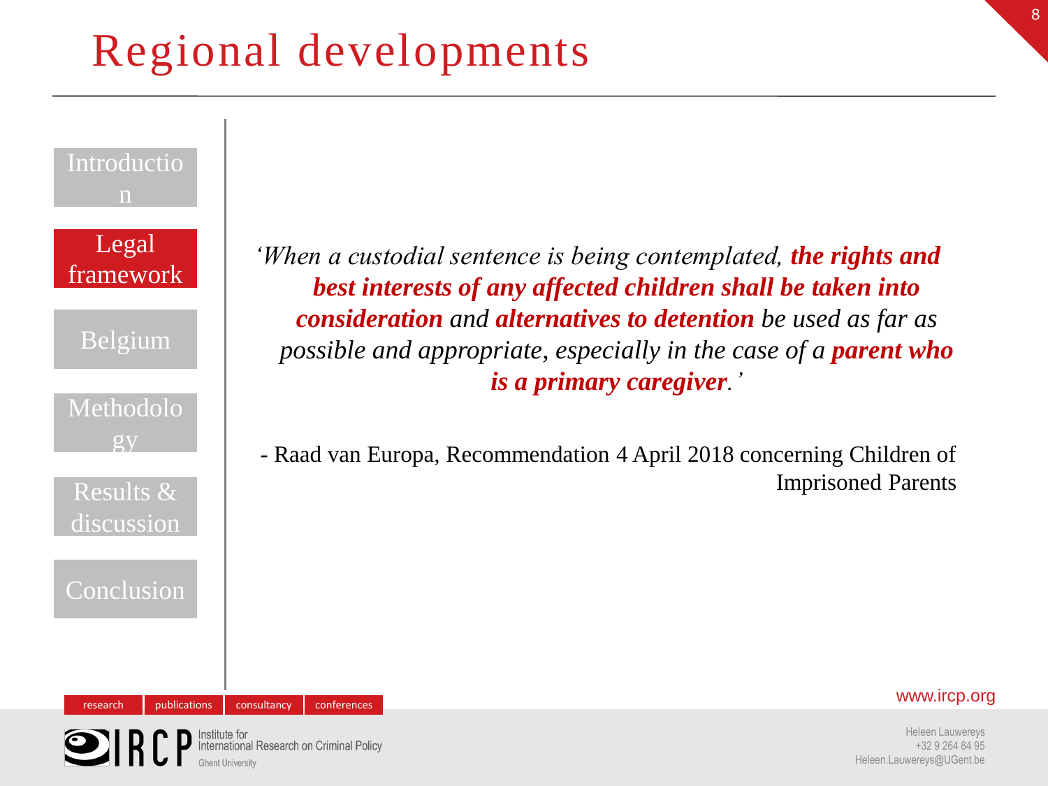# Regional developments

- Introduction
- Legal framework
- Belgium
- Methodology
- Results & discussion
- Conclusion

*‘When a custodial sentence is being contemplated,* ***the rights and best interests of any affected children shall be taken into consideration*** *and* ***alternatives to detention*** *be used as far as possible and appropriate, especially in the case of a* ***parent who is a primary caregiver****.’*

- Raad van Europa, Recommendation 4 April 2018 concerning Children of Imprisoned Parents

research | publications | consultancy | conferences

IRCP Institute for International Research on Criminal Policy  
Ghent University

www.ircp.org

Heleen Lauwereys  
+32 9 264 84 95  
Heleen.Lauwereys@UGent.be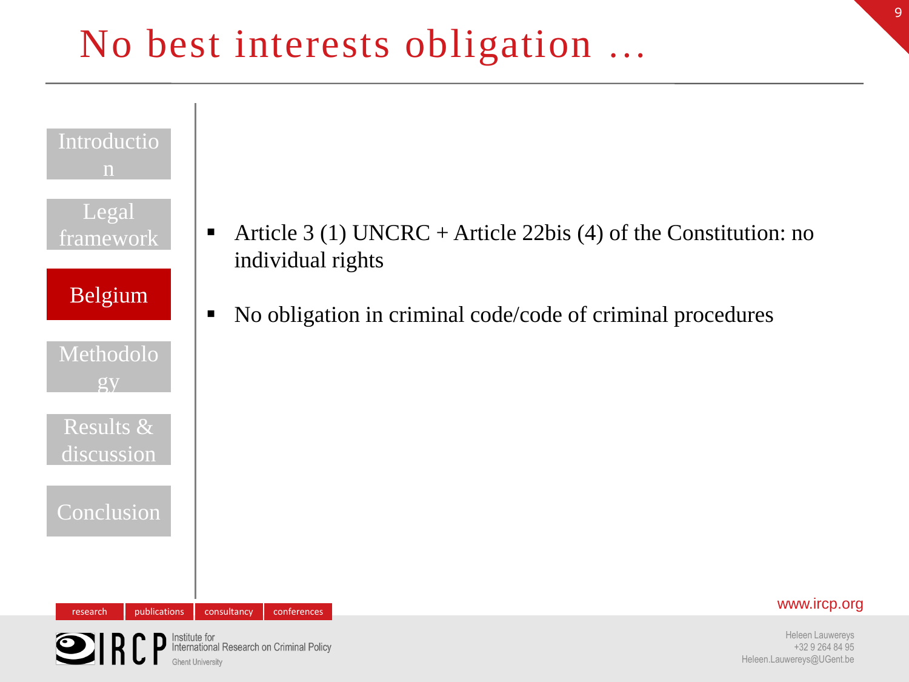# No best interests obligation …

- Article 3 (1) UNCRC + Article 22bis (4) of the Constitution: no individual rights
- No obligation in criminal code/code of criminal procedures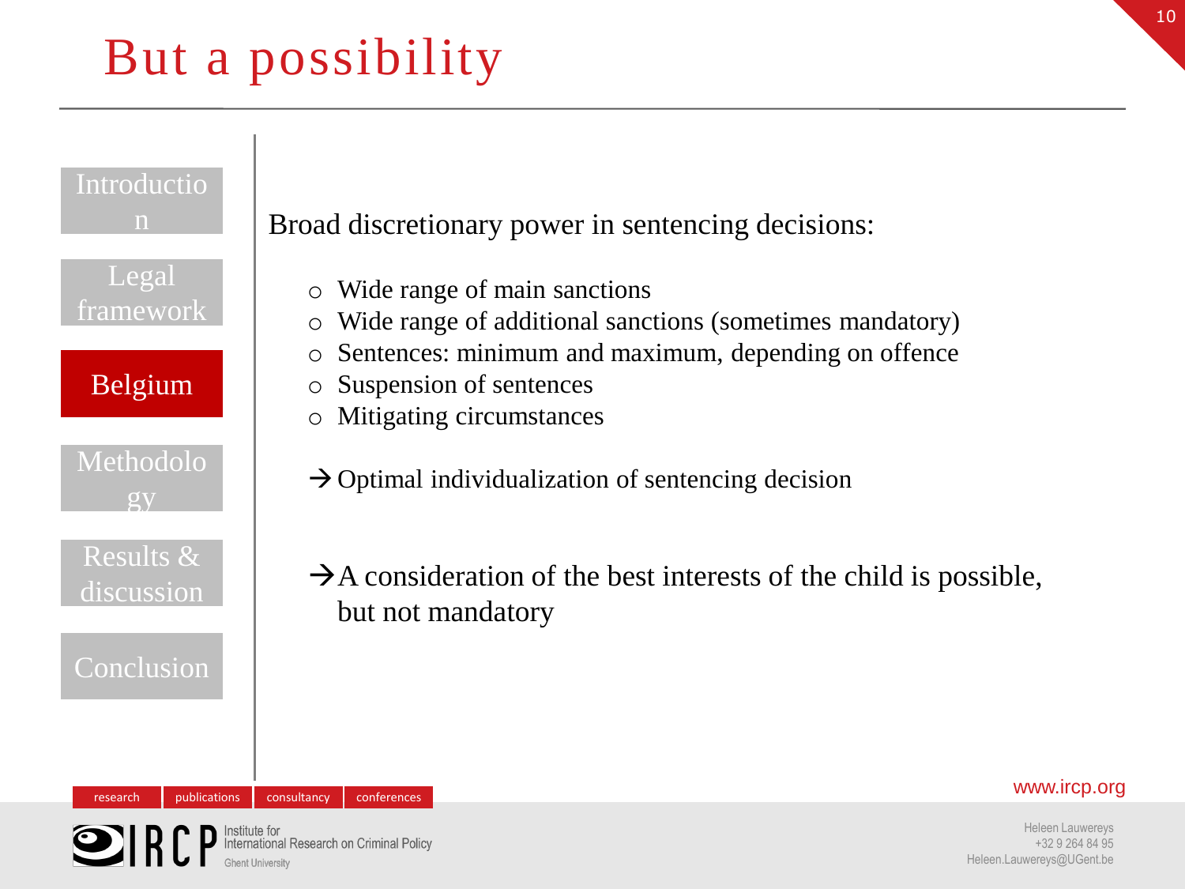# But a possibility

Broad discretionary power in sentencing decisions:

- Wide range of main sanctions
- Wide range of additional sanctions (sometimes mandatory)
- Sentences: minimum and maximum, depending on offence
- Suspension of sentences
- Mitigating circumstances

→ Optimal individualization of sentencing decision

→ A consideration of the best interests of the child is possible, but not mandatory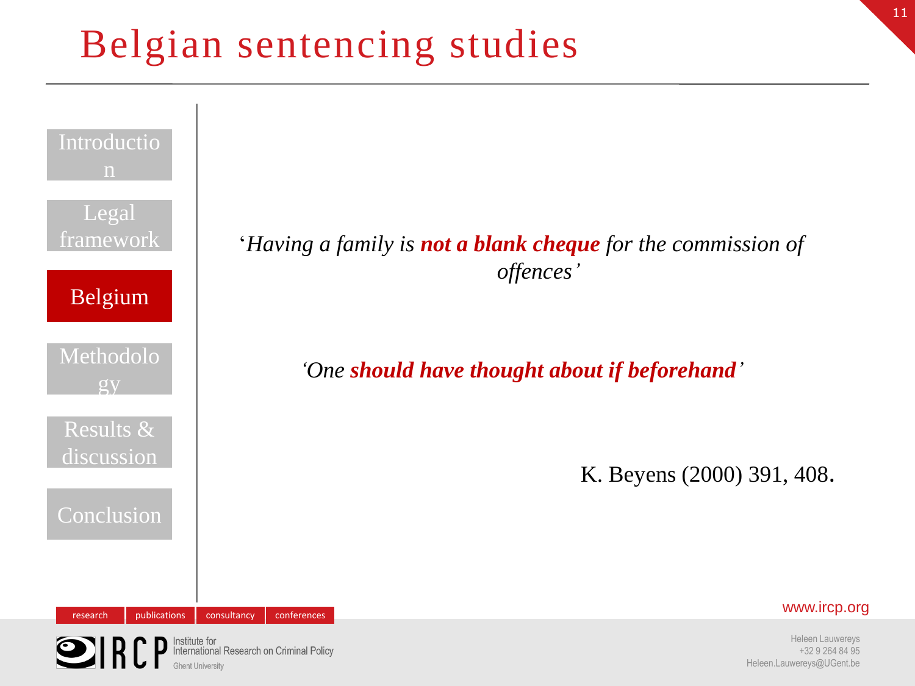# Belgian sentencing studies

- Introduction
- Legal framework
- **Belgium**
- Methodology
- Results & discussion
- Conclusion

*'Having a family is* ***not a blank cheque*** *for the commission of offences'*

*'One* ***should have thought about if beforehand****'*

K. Beyens (2000) 391, 408.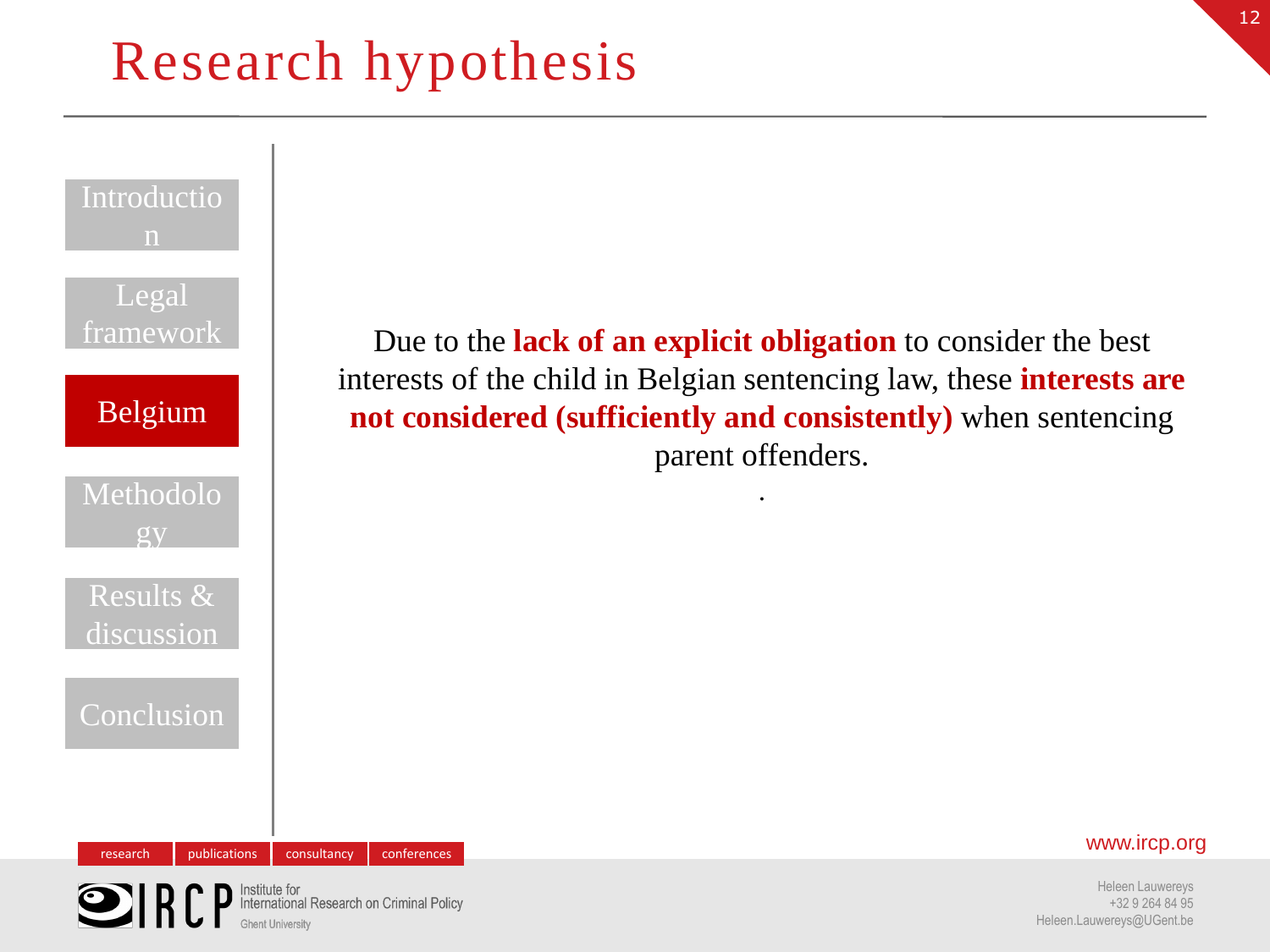# Research hypothesis

Introduction

Legal framework

Belgium

Methodology

Results & discussion

Conclusion

Due to the **lack of an explicit obligation** to consider the best interests of the child in Belgian sentencing law, these **interests are not considered (sufficiently and consistently)** when sentencing parent offenders.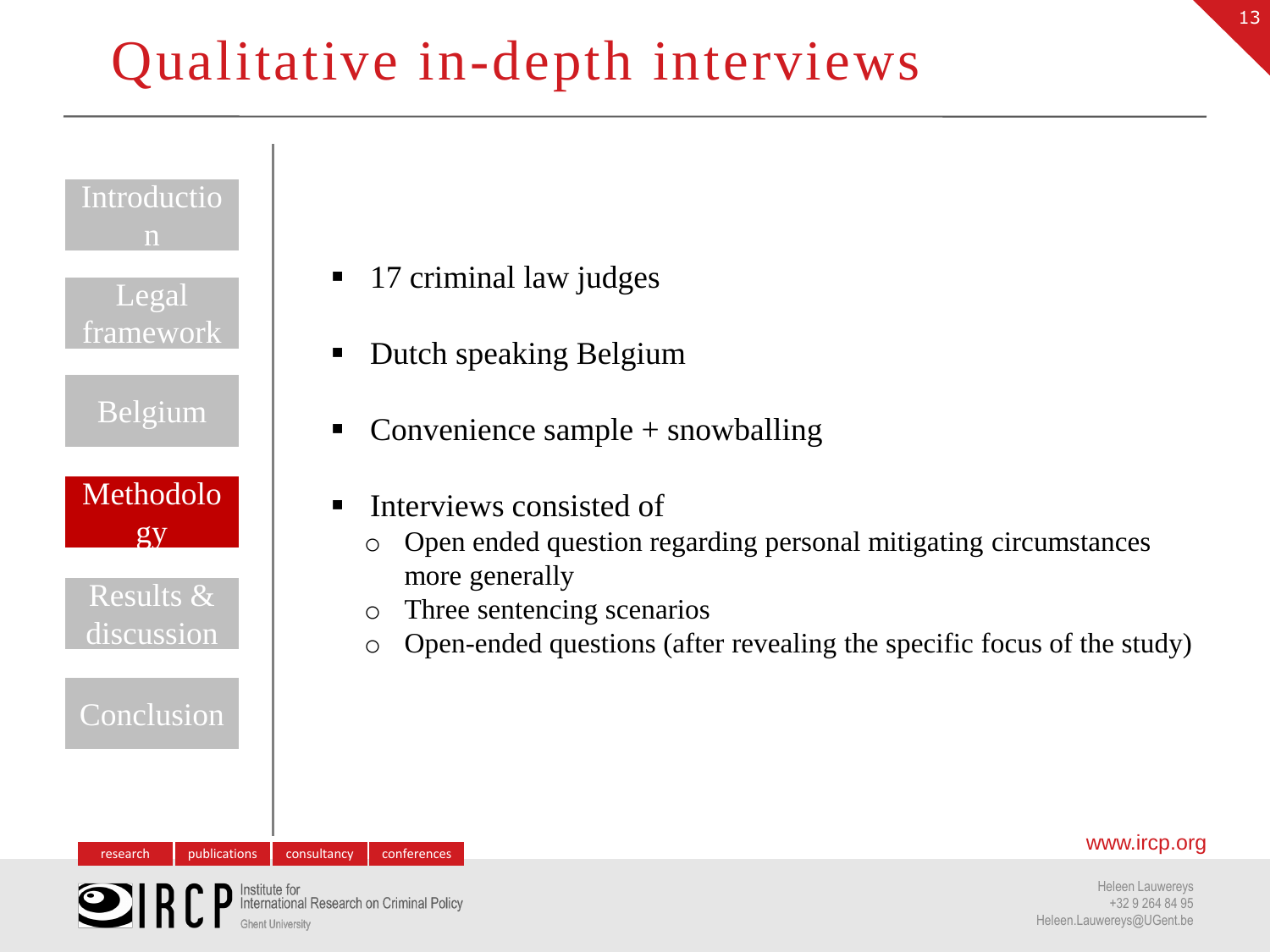# Qualitative in-depth interviews

- 17 criminal law judges
- Dutch speaking Belgium
- Convenience sample + snowballing
- Interviews consisted of
  - Open ended question regarding personal mitigating circumstances more generally
  - Three sentencing scenarios
  - Open-ended questions (after revealing the specific focus of the study)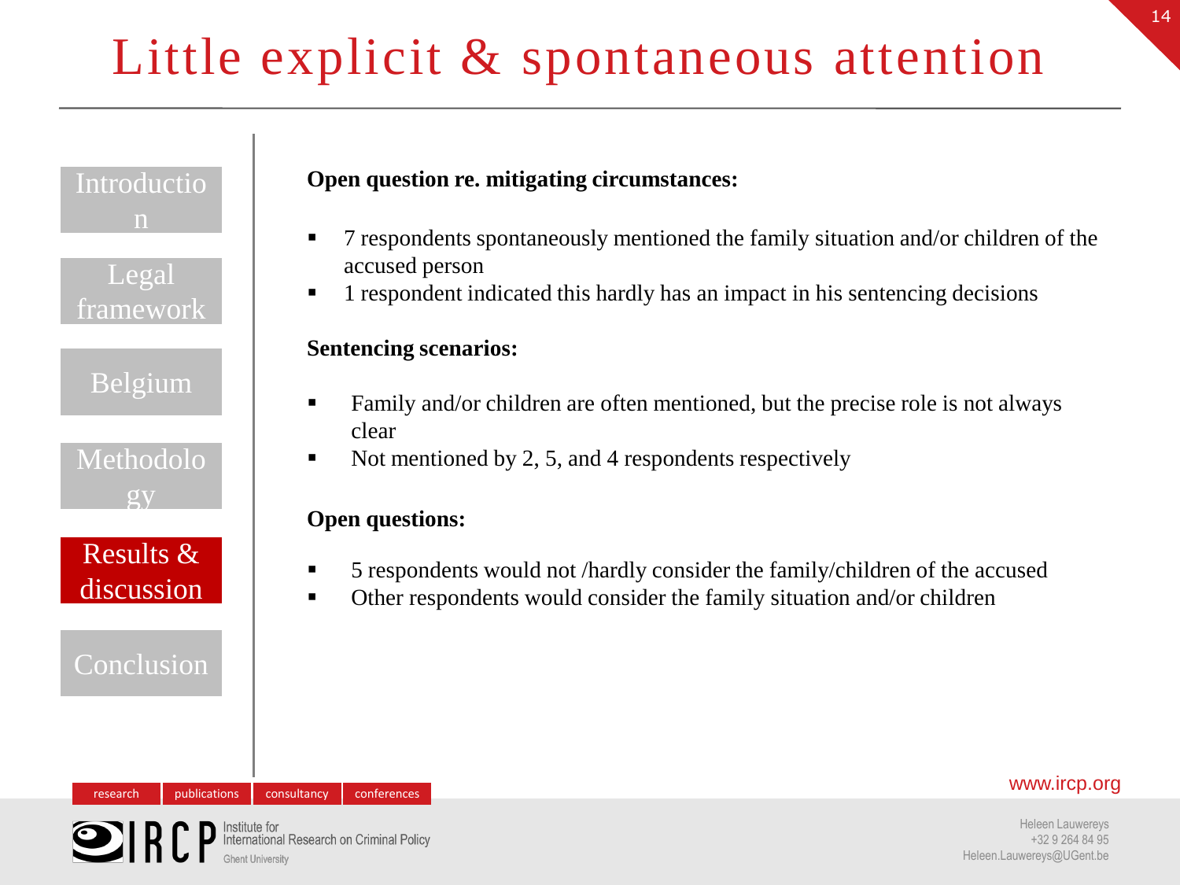# Little explicit & spontaneous attention

**Open question re. mitigating circumstances:**

- 7 respondents spontaneously mentioned the family situation and/or children of the accused person
- 1 respondent indicated this hardly has an impact in his sentencing decisions

**Sentencing scenarios:**

- Family and/or children are often mentioned, but the precise role is not always clear
- Not mentioned by 2, 5, and 4 respondents respectively

**Open questions:**

- 5 respondents would not /hardly consider the family/children of the accused
- Other respondents would consider the family situation and/or children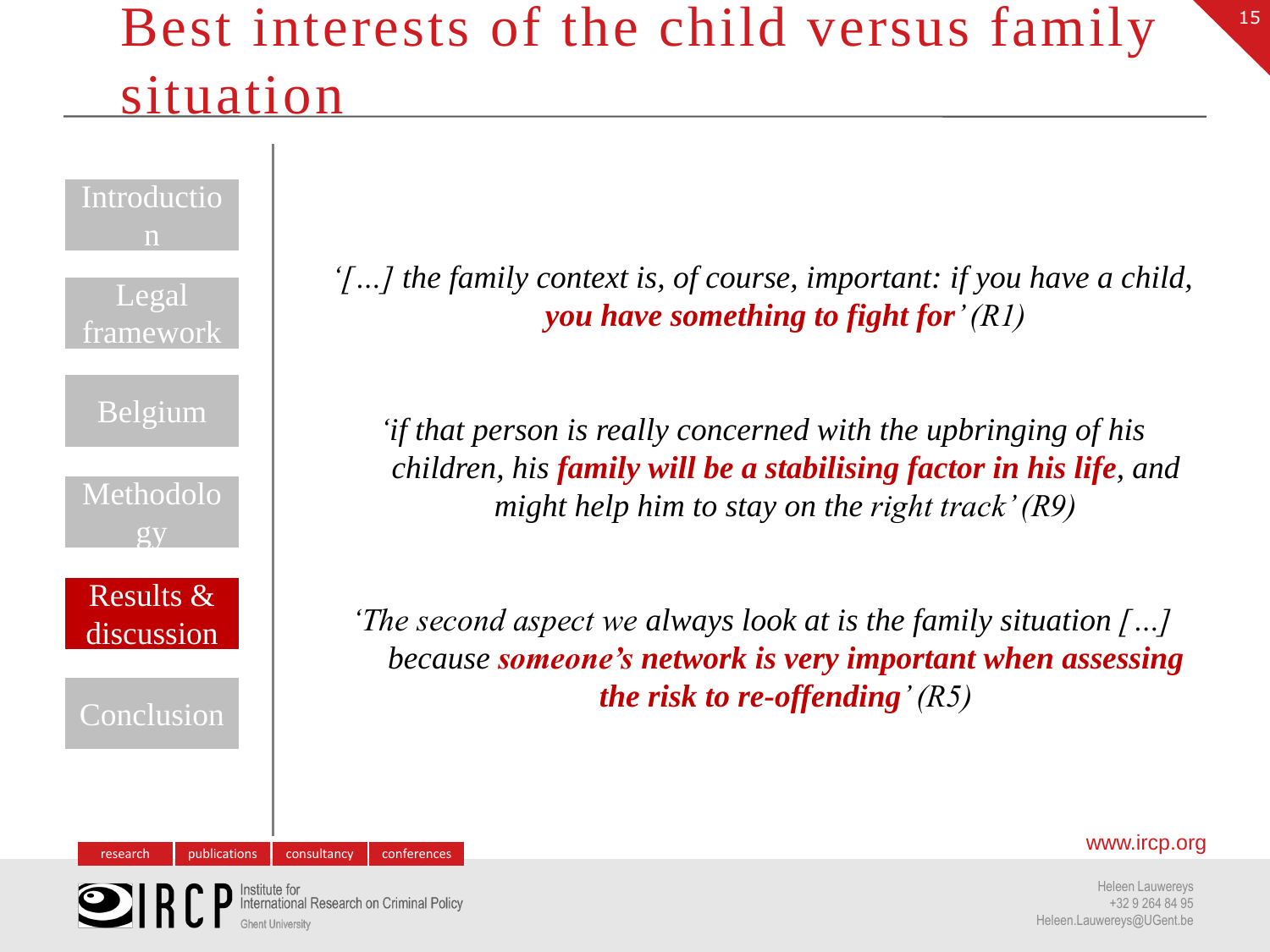# Best interests of the child versus family situation

Introduction

Legal framework

Belgium

Methodology

**Results & discussion**

Conclusion

*'[…] the family context is, of course, important: if you have a child,* ***you have something to fight for****' (R1)*

*'if that person is really concerned with the upbringing of his children, his* ***family will be a stabilising factor in his life****, and might help him to stay on the right track' (R9)*

*'The second aspect we always look at is the family situation […] because* ***someone's network is very important when assessing the risk to re-offending****' (R5)*

research | publications | consultancy | conferences

www.ircp.org

IRCP Institute for International Research on Criminal Policy
Ghent University

Heleen Lauwereys
+32 9 264 84 95
Heleen.Lauwereys@UGent.be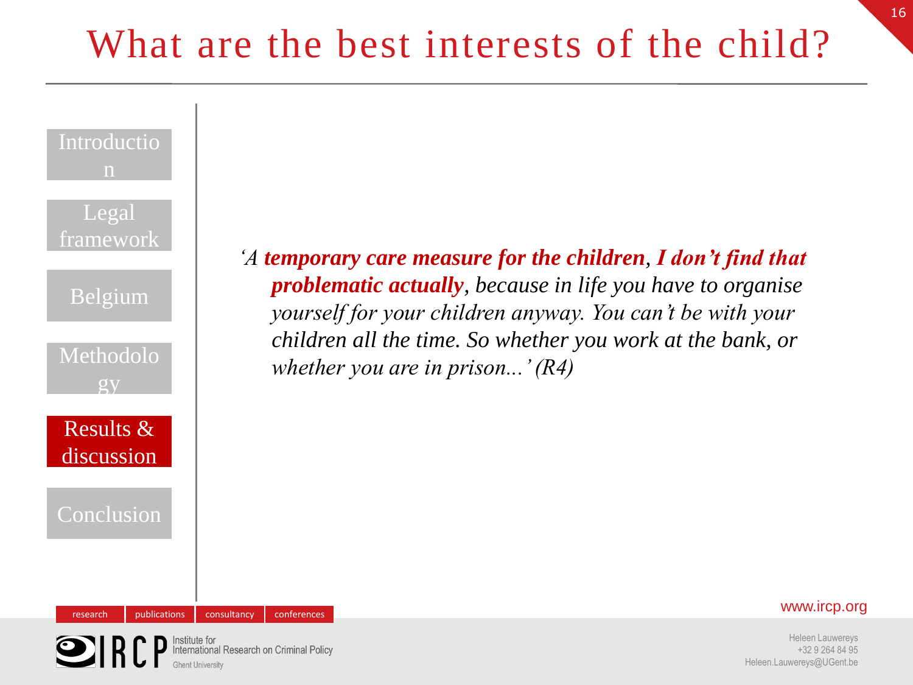# What are the best interests of the child?

- Introduction
- Legal framework
- Belgium
- Methodology
- **Results & discussion**
- Conclusion

*‘A **temporary care measure for the children**, **I don’t find that problematic actually**, because in life you have to organise yourself for your children anyway. You can’t be with your children all the time. So whether you work at the bank, or whether you are in prison...’ (R4)*

research | publications | consultancy | conferences

www.ircp.org

IRCP Institute for International Research on Criminal Policy
Ghent University

Heleen Lauwereys
+32 9 264 84 95
Heleen.Lauwereys@UGent.be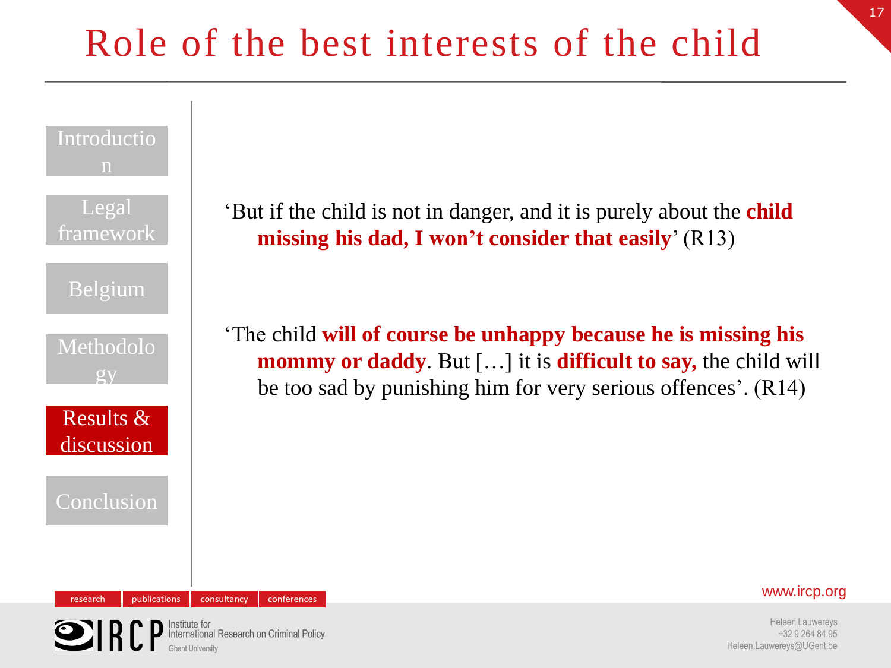# Role of the best interests of the child

'But if the child is not in danger, and it is purely about the **child missing his dad, I won't consider that easily**' (R13)

'The child **will of course be unhappy because he is missing his mommy or daddy**. But […] it is **difficult to say,** the child will be too sad by punishing him for very serious offences'. (R14)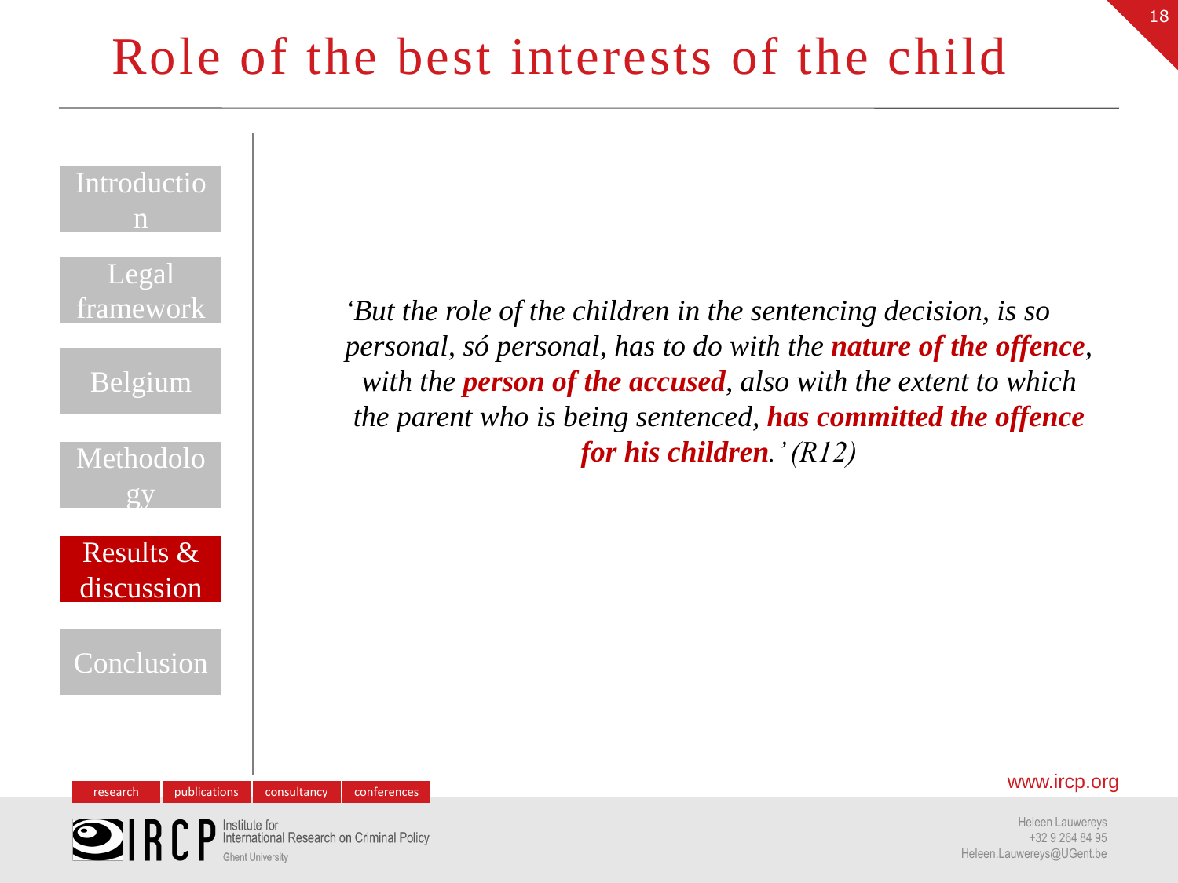# Role of the best interests of the child

- Introduction
- Legal framework
- Belgium
- Methodology
- **Results & discussion**
- Conclusion

*'But the role of the children in the sentencing decision, is so personal, só personal, has to do with the* ***nature of the offence****, with the* ***person of the accused****, also with the extent to which the parent who is being sentenced,* ***has committed the offence for his children****.' (R12)*

research | publications | consultancy | conferences

IRCP Institute for International Research on Criminal Policy
Ghent University

www.ircp.org

Heleen Lauwereys
+32 9 264 84 95
Heleen.Lauwereys@UGent.be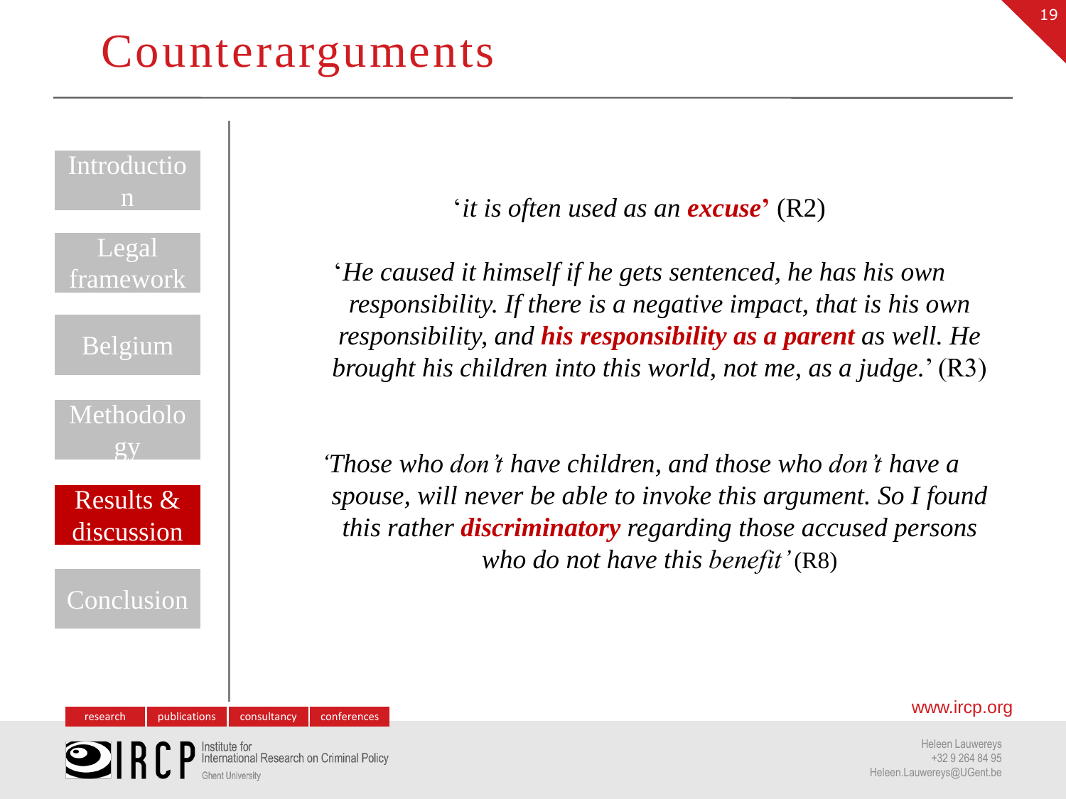# Counterarguments

'*it is often used as an **excuse***' (R2)

'*He caused it himself if he gets sentenced, he has his own responsibility. If there is a negative impact, that is his own responsibility, and **his responsibility as a parent** as well. He brought his children into this world, not me, as a judge.*' (R3)

'*Those who don't have children, and those who don't have a spouse, will never be able to invoke this argument. So I found this rather **discriminatory** regarding those accused persons who do not have this benefit*' (R8)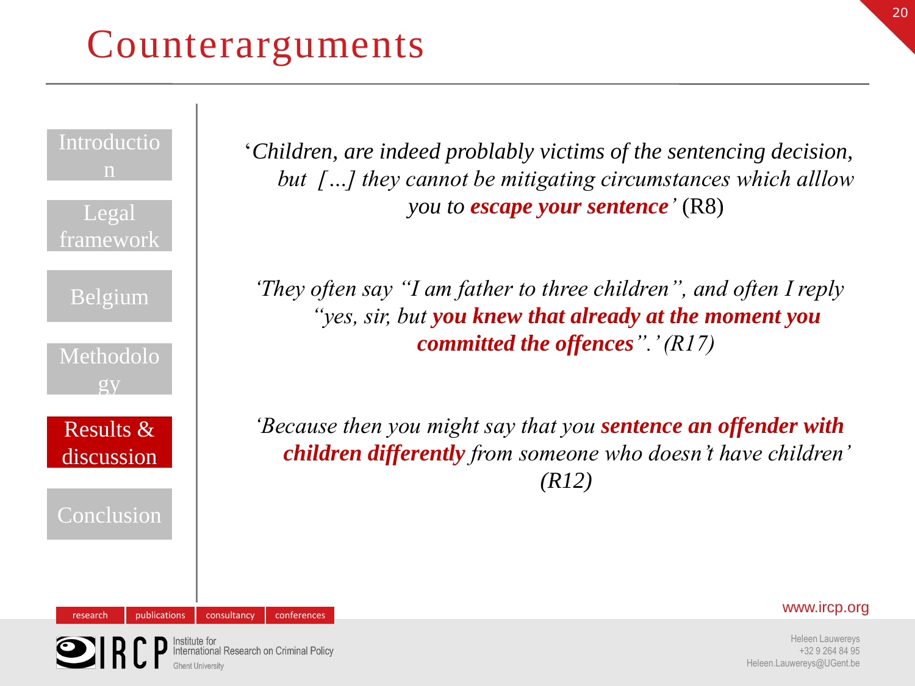# Counterarguments

'*Children, are indeed problably victims of the sentencing decision, but […] they cannot be mitigating circumstances which alllow you to* ***escape your sentence****'* (R8)

*'They often say "I am father to three children", and often I reply "yes, sir, but* ***you knew that already at the moment you committed the offences****".' (R17)*

*'Because then you might say that you* ***sentence an offender with children differently*** *from someone who doesn't have children' (R12)*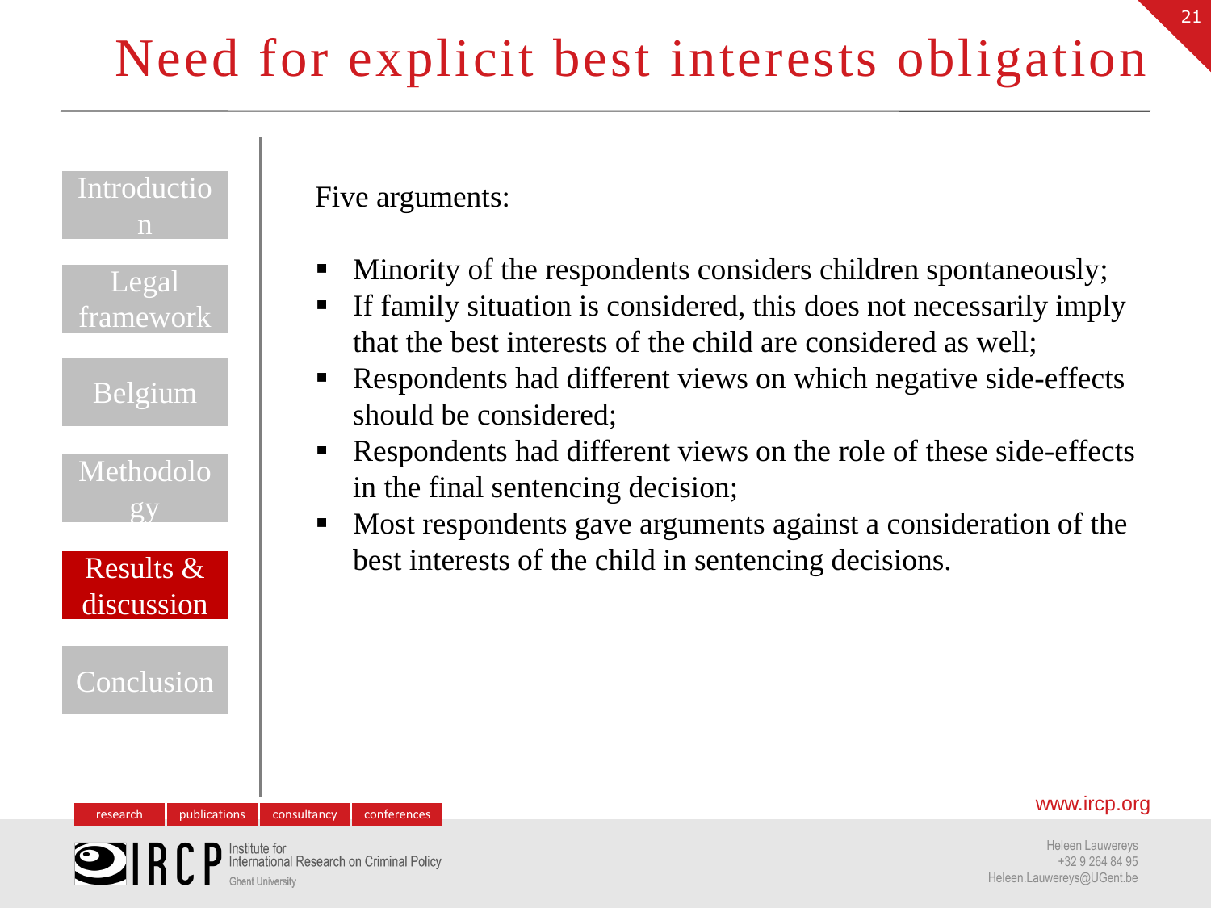# Need for explicit best interests obligation

Five arguments:

- Minority of the respondents considers children spontaneously;
- If family situation is considered, this does not necessarily imply that the best interests of the child are considered as well;
- Respondents had different views on which negative side-effects should be considered;
- Respondents had different views on the role of these side-effects in the final sentencing decision;
- Most respondents gave arguments against a consideration of the best interests of the child in sentencing decisions.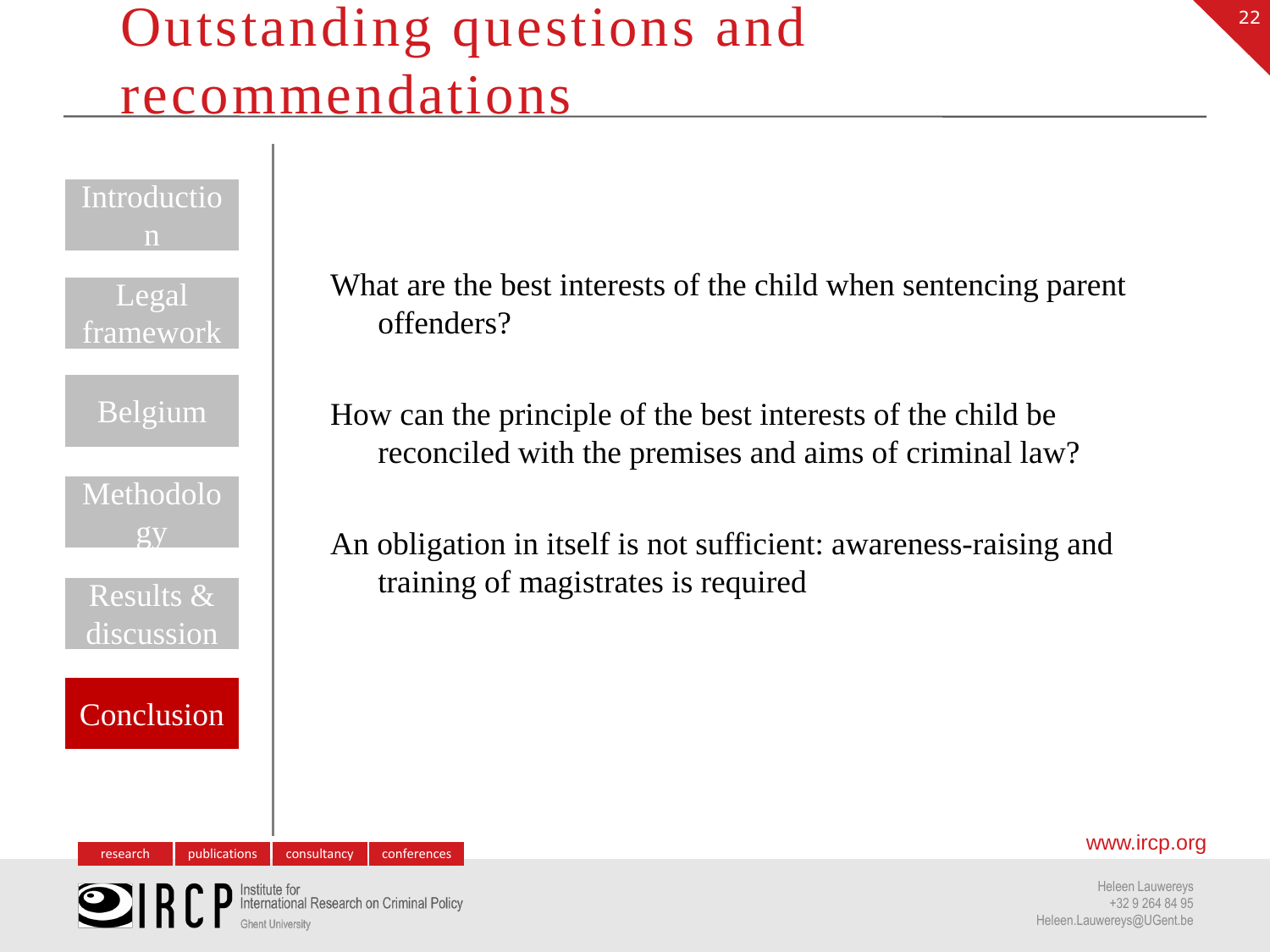# Outstanding questions and recommendations

What are the best interests of the child when sentencing parent offenders?

How can the principle of the best interests of the child be reconciled with the premises and aims of criminal law?

An obligation in itself is not sufficient: awareness-raising and training of magistrates is required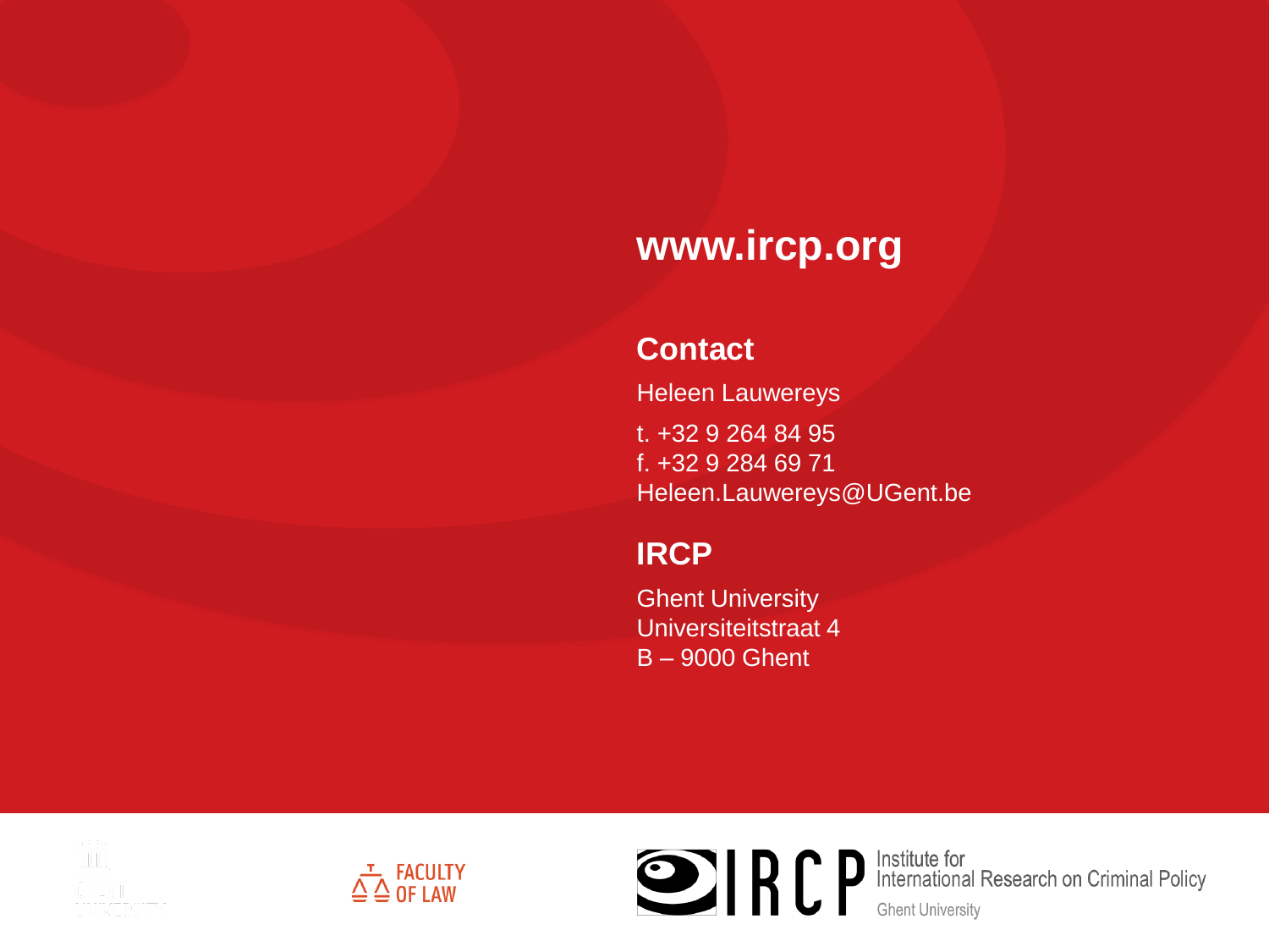**www.ircp.org**

## Contact

Heleen Lauwereys

t. +32 9 264 84 95
f. +32 9 284 69 71
Heleen.Lauwereys@UGent.be

## IRCP

Ghent University
Universiteitstraat 4
B – 9000 Ghent

FACULTY OF LAW

IRCP Institute for International Research on Criminal Policy
Ghent University